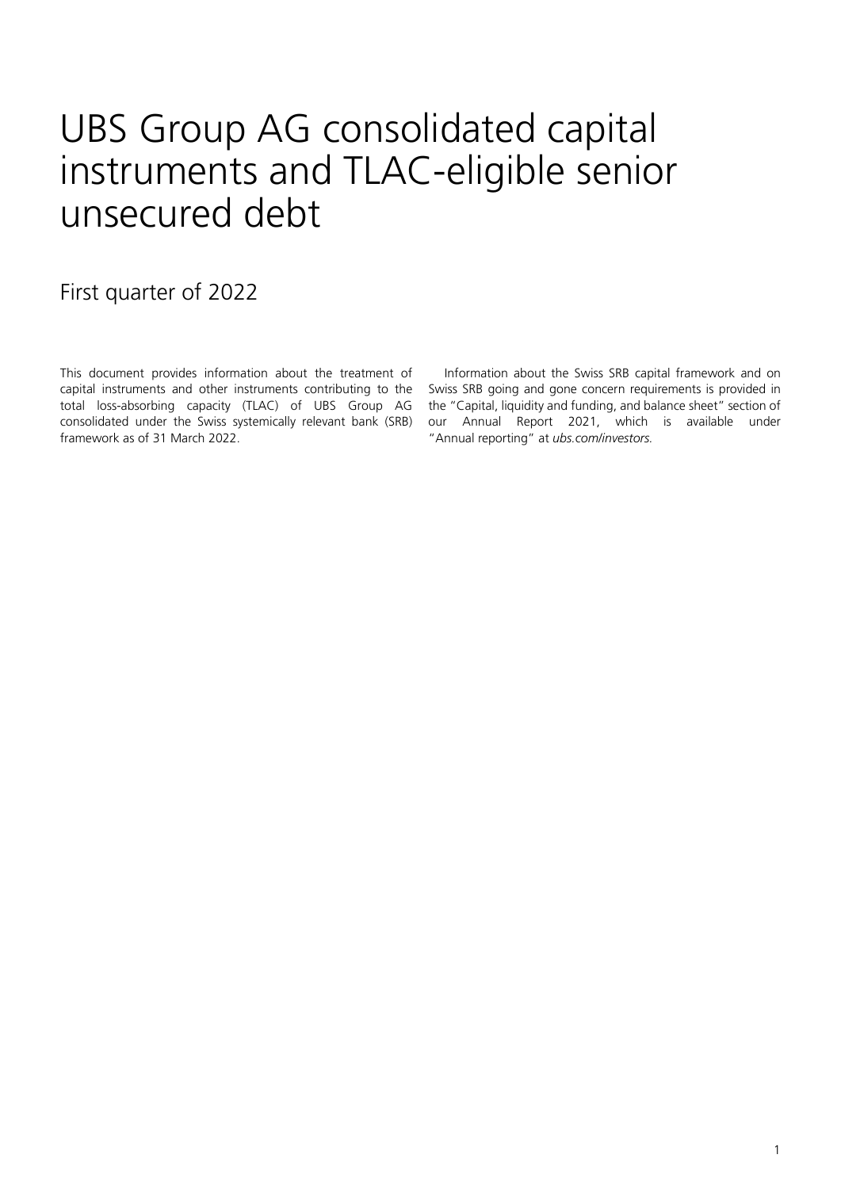# UBS Group AG consolidated capital instruments and TLAC-eligible senior unsecured debt

## First quarter of 2022

This document provides information about the treatment of capital instruments and other instruments contributing to the total loss-absorbing capacity (TLAC) of UBS Group AG consolidated under the Swiss systemically relevant bank (SRB) framework as of 31 March 2022.

Information about the Swiss SRB capital framework and on Swiss SRB going and gone concern requirements is provided in the "Capital, liquidity and funding, and balance sheet" section of our Annual Report 2021, which is available under "Annual reporting" at *ubs.com/investors.*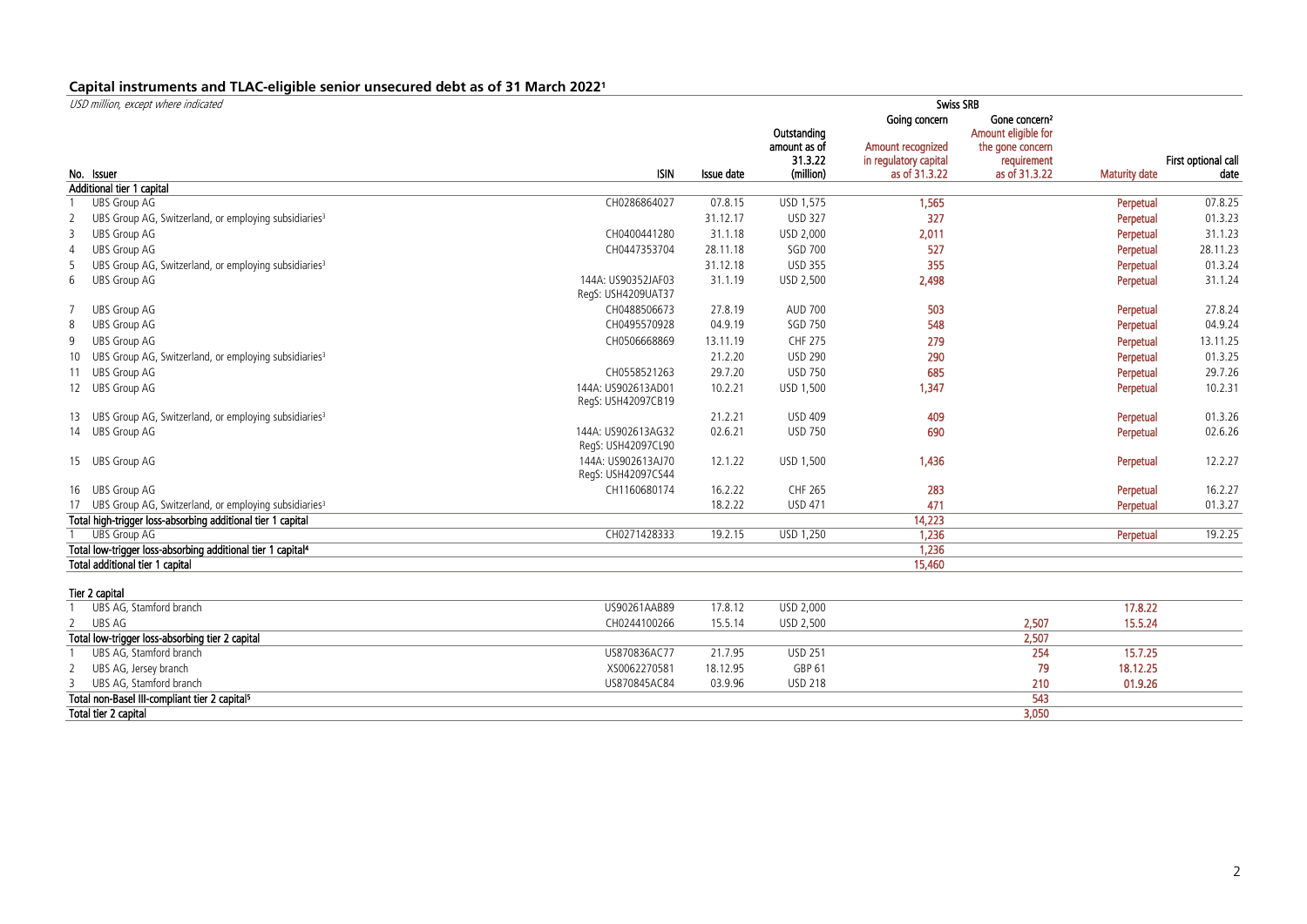## Capital instruments and TLAC-eligible senior unsecured debt as of 31 March 2022[1]

*USD million, except where indicated*

| No. | Issuer | ISIN | Issue date | Outstanding amount as of 31.3.22 (million) | Swiss SRB Going concern: Amount recognized in regulatory capital as of 31.3.22 | Swiss SRB Gone concern[2]: Amount eligible for the gone concern requirement as of 31.3.22 | Maturity date | First optional call date |
|---|---|---|---|---|---|---|---|---|
| **Additional tier 1 capital** | | | | | | | | |
| 1 | UBS Group AG | CH0286864027 | 07.8.15 | USD 1,575 | 1,565 | | Perpetual | 07.8.25 |
| 2 | UBS Group AG, Switzerland, or employing subsidiaries[3] | | 31.12.17 | USD 327 | 327 | | Perpetual | 01.3.23 |
| 3 | UBS Group AG | CH0400441280 | 31.1.18 | USD 2,000 | 2,011 | | Perpetual | 31.1.23 |
| 4 | UBS Group AG | CH0447353704 | 28.11.18 | SGD 700 | 527 | | Perpetual | 28.11.23 |
| 5 | UBS Group AG, Switzerland, or employing subsidiaries[3] | | 31.12.18 | USD 355 | 355 | | Perpetual | 01.3.24 |
| 6 | UBS Group AG | 144A: US90352JAF03 RegS: USH4209UAT37 | 31.1.19 | USD 2,500 | 2,498 | | Perpetual | 31.1.24 |
| 7 | UBS Group AG | CH0488506673 | 27.8.19 | AUD 700 | 503 | | Perpetual | 27.8.24 |
| 8 | UBS Group AG | CH0495570928 | 04.9.19 | SGD 750 | 548 | | Perpetual | 04.9.24 |
| 9 | UBS Group AG | CH0506668869 | 13.11.19 | CHF 275 | 279 | | Perpetual | 13.11.25 |
| 10 | UBS Group AG, Switzerland, or employing subsidiaries[3] | | 21.2.20 | USD 290 | 290 | | Perpetual | 01.3.25 |
| 11 | UBS Group AG | CH0558521263 | 29.7.20 | USD 750 | 685 | | Perpetual | 29.7.26 |
| 12 | UBS Group AG | 144A: US902613AD01 RegS: USH42097CB19 | 10.2.21 | USD 1,500 | 1,347 | | Perpetual | 10.2.31 |
| 13 | UBS Group AG, Switzerland, or employing subsidiaries[3] | | 21.2.21 | USD 409 | 409 | | Perpetual | 01.3.26 |
| 14 | UBS Group AG | 144A: US902613AG32 RegS: USH42097CL90 | 02.6.21 | USD 750 | 690 | | Perpetual | 02.6.26 |
| 15 | UBS Group AG | 144A: US902613AJ70 RegS: USH42097CS44 | 12.1.22 | USD 1,500 | 1,436 | | Perpetual | 12.2.27 |
| 16 | UBS Group AG | CH1160680174 | 16.2.22 | CHF 265 | 283 | | Perpetual | 16.2.27 |
| 17 | UBS Group AG, Switzerland, or employing subsidiaries[3] | | 18.2.22 | USD 471 | 471 | | Perpetual | 01.3.27 |
| **Total high-trigger loss-absorbing additional tier 1 capital** | | | | | 14,223 | | | |
| 1 | UBS Group AG | CH0271428333 | 19.2.15 | USD 1,250 | 1,236 | | Perpetual | 19.2.25 |
| **Total low-trigger loss-absorbing additional tier 1 capital[4]** | | | | | 1,236 | | | |
| **Total additional tier 1 capital** | | | | | 15,460 | | | |
| **Tier 2 capital** | | | | | | | | |
| 1 | UBS AG, Stamford branch | US90261AAB89 | 17.8.12 | USD 2,000 | | | 17.8.22 | |
| 2 | UBS AG | CH0244100266 | 15.5.14 | USD 2,500 | | 2,507 | 15.5.24 | |
| **Total low-trigger loss-absorbing tier 2 capital** | | | | | | 2,507 | | |
| 1 | UBS AG, Stamford branch | US870836AC77 | 21.7.95 | USD 251 | | 254 | 15.7.25 | |
| 2 | UBS AG, Jersey branch | XS0062270581 | 18.12.95 | GBP 61 | | 79 | 18.12.25 | |
| 3 | UBS AG, Stamford branch | US870845AC84 | 03.9.96 | USD 218 | | 210 | 01.9.26 | |
| **Total non-Basel III-compliant tier 2 capital[5]** | | | | | | 543 | | |
| **Total tier 2 capital** | | | | | | 3,050 | | |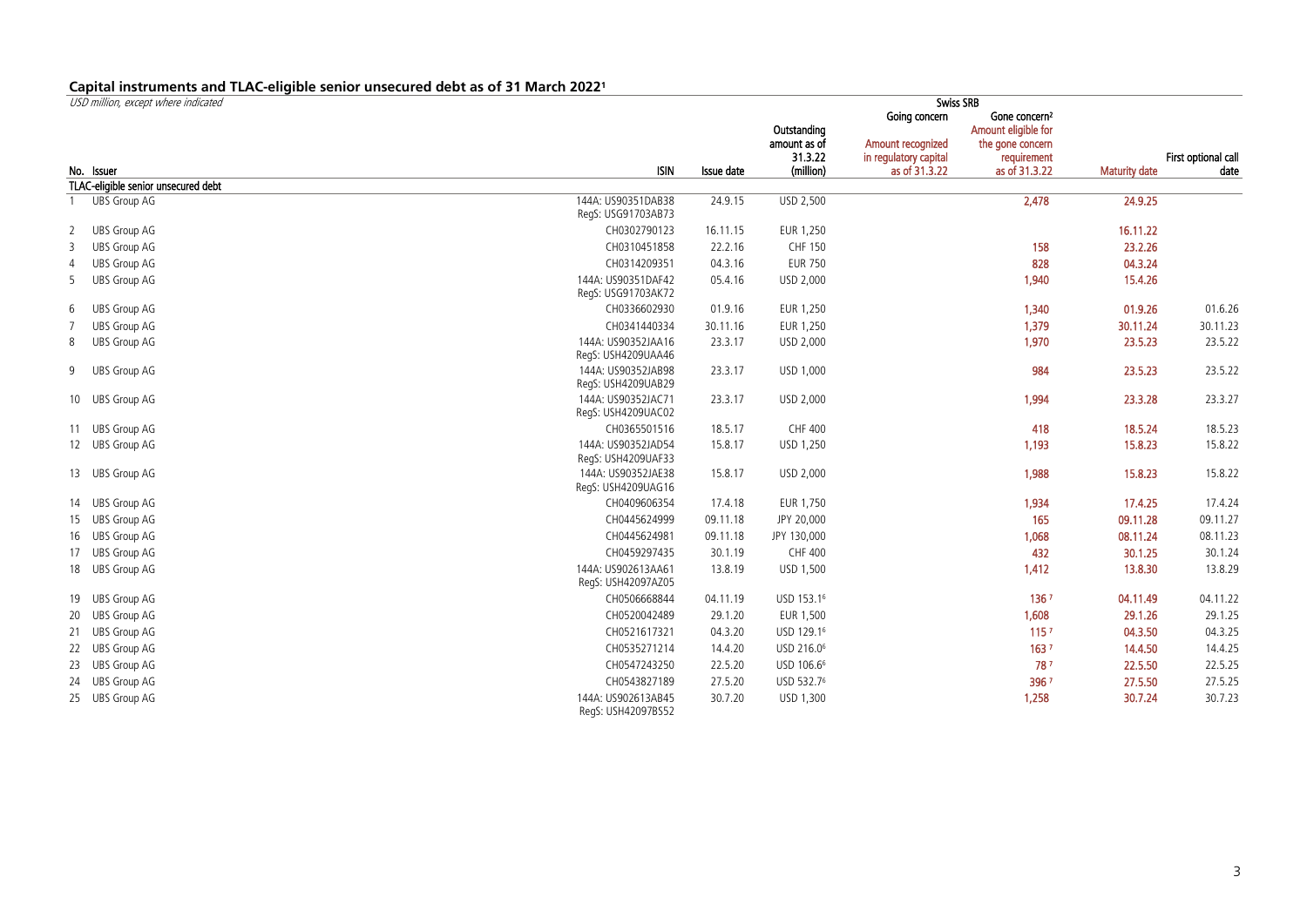## Capital instruments and TLAC-eligible senior unsecured debt as of 31 March 2022[1]

*USD million, except where indicated*

| No. | Issuer | ISIN | Issue date | Outstanding amount as of 31.3.22 (million) | Swiss SRB Going concern Amount recognized in regulatory capital as of 31.3.22 | Swiss SRB Gone concern[2] Amount eligible for the gone concern requirement as of 31.3.22 | Maturity date | First optional call date |
|---|---|---|---|---|---|---|---|---|
| **TLAC-eligible senior unsecured debt** | | | | | | | | |
| 1 | UBS Group AG | 144A: US90351DAB38 RegS: USG91703AB73 | 24.9.15 | USD 2,500 | | 2,478 | 24.9.25 | |
| 2 | UBS Group AG | CH0302790123 | 16.11.15 | EUR 1,250 | | | 16.11.22 | |
| 3 | UBS Group AG | CH0310451858 | 22.2.16 | CHF 150 | | 158 | 23.2.26 | |
| 4 | UBS Group AG | CH0314209351 | 04.3.16 | EUR 750 | | 828 | 04.3.24 | |
| 5 | UBS Group AG | 144A: US90351DAF42 RegS: USG91703AK72 | 05.4.16 | USD 2,000 | | 1,940 | 15.4.26 | |
| 6 | UBS Group AG | CH0336602930 | 01.9.16 | EUR 1,250 | | 1,340 | 01.9.26 | 01.6.26 |
| 7 | UBS Group AG | CH0341440334 | 30.11.16 | EUR 1,250 | | 1,379 | 30.11.24 | 30.11.23 |
| 8 | UBS Group AG | 144A: US90352JAA16 RegS: USH4209UAA46 | 23.3.17 | USD 2,000 | | 1,970 | 23.5.23 | 23.5.22 |
| 9 | UBS Group AG | 144A: US90352JAB98 RegS: USH4209UAB29 | 23.3.17 | USD 1,000 | | 984 | 23.5.23 | 23.5.22 |
| 10 | UBS Group AG | 144A: US90352JAC71 RegS: USH4209UAC02 | 23.3.17 | USD 2,000 | | 1,994 | 23.3.28 | 23.3.27 |
| 11 | UBS Group AG | CH0365501516 | 18.5.17 | CHF 400 | | 418 | 18.5.24 | 18.5.23 |
| 12 | UBS Group AG | 144A: US90352JAD54 RegS: USH4209UAF33 | 15.8.17 | USD 1,250 | | 1,193 | 15.8.23 | 15.8.22 |
| 13 | UBS Group AG | 144A: US90352JAE38 RegS: USH4209UAG16 | 15.8.17 | USD 2,000 | | 1,988 | 15.8.23 | 15.8.22 |
| 14 | UBS Group AG | CH0409606354 | 17.4.18 | EUR 1,750 | | 1,934 | 17.4.25 | 17.4.24 |
| 15 | UBS Group AG | CH0445624999 | 09.11.18 | JPY 20,000 | | 165 | 09.11.28 | 09.11.27 |
| 16 | UBS Group AG | CH0445624981 | 09.11.18 | JPY 130,000 | | 1,068 | 08.11.24 | 08.11.23 |
| 17 | UBS Group AG | CH0459297435 | 30.1.19 | CHF 400 | | 432 | 30.1.25 | 30.1.24 |
| 18 | UBS Group AG | 144A: US902613AA61 RegS: USH42097AZ05 | 13.8.19 | USD 1,500 | | 1,412 | 13.8.30 | 13.8.29 |
| 19 | UBS Group AG | CH0506668844 | 04.11.19 | USD 153.1[6] | | 136[7] | 04.11.49 | 04.11.22 |
| 20 | UBS Group AG | CH0520042489 | 29.1.20 | EUR 1,500 | | 1,608 | 29.1.26 | 29.1.25 |
| 21 | UBS Group AG | CH0521617321 | 04.3.20 | USD 129.1[6] | | 115[7] | 04.3.50 | 04.3.25 |
| 22 | UBS Group AG | CH0535271214 | 14.4.20 | USD 216.0[6] | | 163[7] | 14.4.50 | 14.4.25 |
| 23 | UBS Group AG | CH0547243250 | 22.5.20 | USD 106.6[6] | | 78[7] | 22.5.50 | 22.5.25 |
| 24 | UBS Group AG | CH0543827189 | 27.5.20 | USD 532.7[6] | | 396[7] | 27.5.50 | 27.5.25 |
| 25 | UBS Group AG | 144A: US902613AB45 RegS: USH42097BS52 | 30.7.20 | USD 1,300 | | 1,258 | 30.7.24 | 30.7.23 |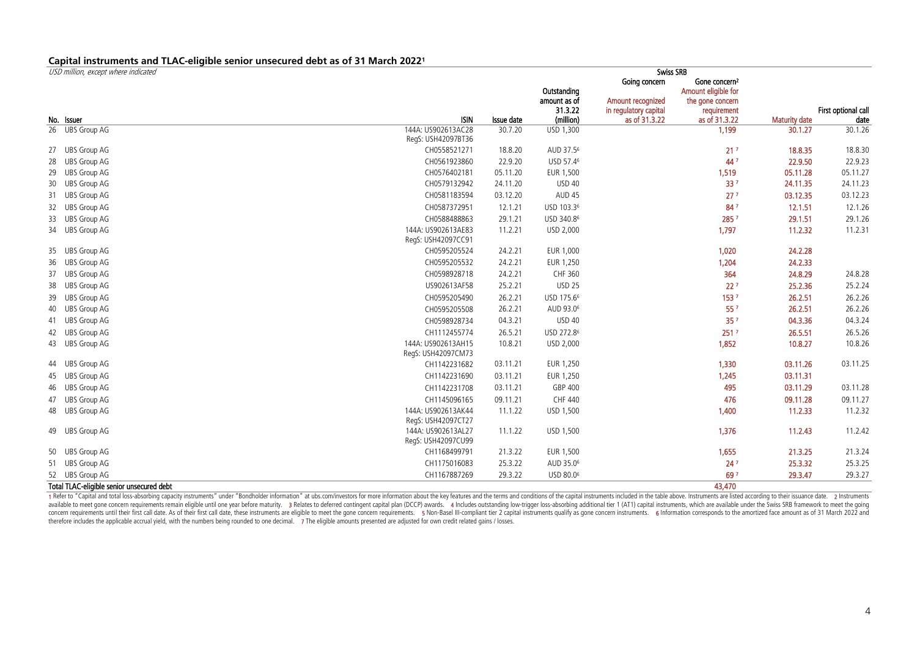## Capital instruments and TLAC-eligible senior unsecured debt as of 31 March 2022[1]

*USD million, except where indicated*

| | | | | | Swiss SRB | | | |
|---|---|---|---|---|---|---|---|---|
| | | | | | Going concern | Gone concern[2] | | |
| No. Issuer | ISIN | Issue date | Outstanding amount as of 31.3.22 (million) | | Amount recognized in regulatory capital as of 31.3.22 | Amount eligible for the gone concern requirement as of 31.3.22 | Maturity date | First optional call date |
| 26 UBS Group AG | 144A: US902613AC28 RegS: USH42097BT36 | 30.7.20 | USD 1,300 | | | 1,199 | 30.1.27 | 30.1.26 |
| 27 UBS Group AG | CH0558521271 | 18.8.20 | AUD 37.5[6] | | | 21[7] | 18.8.35 | 18.8.30 |
| 28 UBS Group AG | CH0561923860 | 22.9.20 | USD 57.4[6] | | | 44[7] | 22.9.50 | 22.9.23 |
| 29 UBS Group AG | CH0576402181 | 05.11.20 | EUR 1,500 | | | 1,519 | 05.11.28 | 05.11.27 |
| 30 UBS Group AG | CH0579132942 | 24.11.20 | USD 40 | | | 33[7] | 24.11.35 | 24.11.23 |
| 31 UBS Group AG | CH0581183594 | 03.12.20 | AUD 45 | | | 27[7] | 03.12.35 | 03.12.23 |
| 32 UBS Group AG | CH0587372951 | 12.1.21 | USD 103.3[6] | | | 84[7] | 12.1.51 | 12.1.26 |
| 33 UBS Group AG | CH0588488863 | 29.1.21 | USD 340.8[6] | | | 285[7] | 29.1.51 | 29.1.26 |
| 34 UBS Group AG | 144A: US902613AE83 RegS: USH42097CC91 | 11.2.21 | USD 2,000 | | | 1,797 | 11.2.32 | 11.2.31 |
| 35 UBS Group AG | CH0595205524 | 24.2.21 | EUR 1,000 | | | 1,020 | 24.2.28 | |
| 36 UBS Group AG | CH0595205532 | 24.2.21 | EUR 1,250 | | | 1,204 | 24.2.33 | |
| 37 UBS Group AG | CH0598928718 | 24.2.21 | CHF 360 | | | 364 | 24.8.29 | 24.8.28 |
| 38 UBS Group AG | US902613AF58 | 25.2.21 | USD 25 | | | 22[7] | 25.2.36 | 25.2.24 |
| 39 UBS Group AG | CH0595205490 | 26.2.21 | USD 175.6[6] | | | 153[7] | 26.2.51 | 26.2.26 |
| 40 UBS Group AG | CH0595205508 | 26.2.21 | AUD 93.0[6] | | | 55[7] | 26.2.51 | 26.2.26 |
| 41 UBS Group AG | CH0598928734 | 04.3.21 | USD 40 | | | 35[7] | 04.3.36 | 04.3.24 |
| 42 UBS Group AG | CH1112455774 | 26.5.21 | USD 272.8[6] | | | 251[7] | 26.5.51 | 26.5.26 |
| 43 UBS Group AG | 144A: US902613AH15 RegS: USH42097CM73 | 10.8.21 | USD 2,000 | | | 1,852 | 10.8.27 | 10.8.26 |
| 44 UBS Group AG | CH1142231682 | 03.11.21 | EUR 1,250 | | | 1,330 | 03.11.26 | 03.11.25 |
| 45 UBS Group AG | CH1142231690 | 03.11.21 | EUR 1,250 | | | 1,245 | 03.11.31 | |
| 46 UBS Group AG | CH1142231708 | 03.11.21 | GBP 400 | | | 495 | 03.11.29 | 03.11.28 |
| 47 UBS Group AG | CH1145096165 | 09.11.21 | CHF 440 | | | 476 | 09.11.28 | 09.11.27 |
| 48 UBS Group AG | 144A: US902613AK44 RegS: USH42097CT27 | 11.1.22 | USD 1,500 | | | 1,400 | 11.2.33 | 11.2.32 |
| 49 UBS Group AG | 144A: US902613AL27 RegS: USH42097CU99 | 11.1.22 | USD 1,500 | | | 1,376 | 11.2.43 | 11.2.42 |
| 50 UBS Group AG | CH1168499791 | 21.3.22 | EUR 1,500 | | | 1,655 | 21.3.25 | 21.3.24 |
| 51 UBS Group AG | CH1175016083 | 25.3.22 | AUD 35.0[6] | | | 24[7] | 25.3.32 | 25.3.25 |
| 52 UBS Group AG | CH1167887269 | 29.3.22 | USD 80.0[6] | | | 69[7] | 29.3.47 | 29.3.27 |
| **Total TLAC-eligible senior unsecured debt** | | | | | | **43,470** | | |

1 Refer to "Capital and total loss-absorbing capacity instruments" under "Bondholder information" at ubs.com/investors for more information about the key features and the terms and conditions of the capital instruments included in the table above. Instruments are listed according to their issuance date. 2 Instruments available to meet gone concern requirements remain eligible until one year before maturity. 3 Relates to deferred contingent capital plan (DCCP) awards. 4 Includes outstanding low-trigger loss-absorbing additional tier 1 (AT1) capital instruments, which are available under the Swiss SRB framework to meet the going concern requirements until their first call date. As of their first call date, these instruments are eligible to meet the gone concern requirements. 5 Non-Basel III-compliant tier 2 capital instruments qualify as gone concern instruments. 6 Information corresponds to the amortized face amount as of 31 March 2022 and therefore includes the applicable accrual yield, with the numbers being rounded to one decimal. 7 The eligible amounts presented are adjusted for own credit related gains / losses.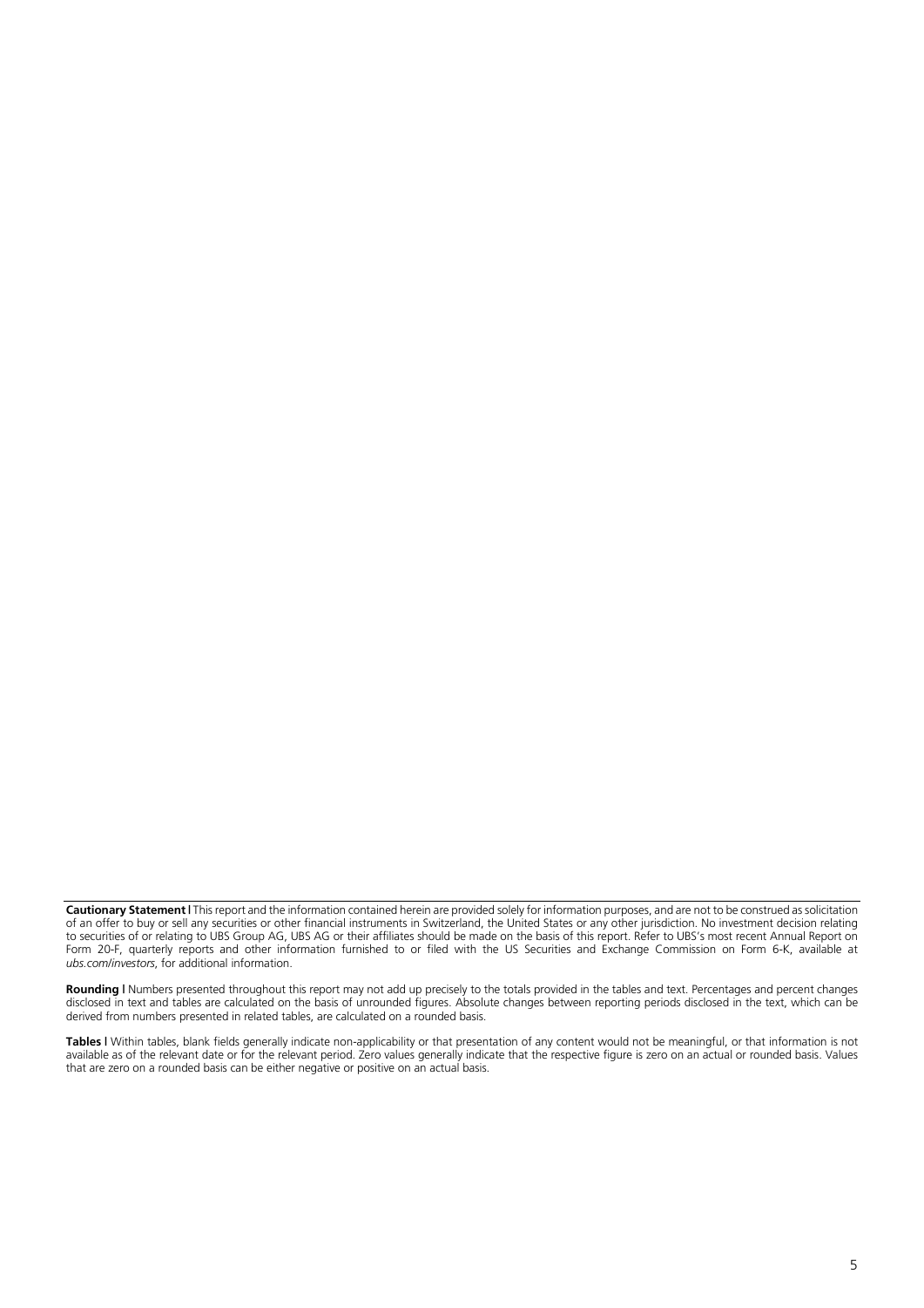**Cautionary Statement |** This report and the information contained herein are provided solely for information purposes, and are not to be construed as solicitation of an offer to buy or sell any securities or other financial instruments in Switzerland, the United States or any other jurisdiction. No investment decision relating to securities of or relating to UBS Group AG, UBS AG or their affiliates should be made on the basis of this report. Refer to UBS's most recent Annual Report on Form 20-F, quarterly reports and other information furnished to or filed with the US Securities and Exchange Commission on Form 6-K, available at *ubs.com/investors*, for additional information.

**Rounding |** Numbers presented throughout this report may not add up precisely to the totals provided in the tables and text. Percentages and percent changes disclosed in text and tables are calculated on the basis of unrounded figures. Absolute changes between reporting periods disclosed in the text, which can be derived from numbers presented in related tables, are calculated on a rounded basis.

**Tables |** Within tables, blank fields generally indicate non-applicability or that presentation of any content would not be meaningful, or that information is not available as of the relevant date or for the relevant period. Zero values generally indicate that the respective figure is zero on an actual or rounded basis. Values that are zero on a rounded basis can be either negative or positive on an actual basis.